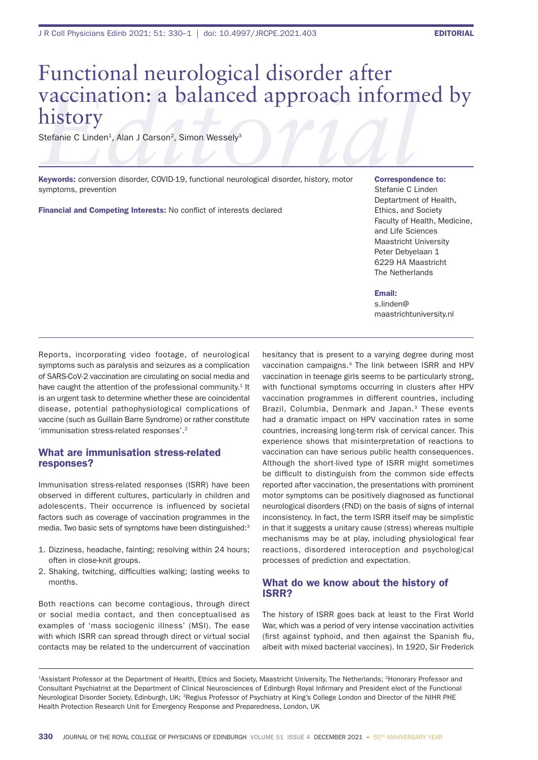EDITORIAL

# Functional neurological disorder after vaccination: a balanced approach informed by history

Stefanie C Linden[1], Alan J Carson[2], Simon Wessely[3]

**Keywords:** conversion disorder, COVID-19, functional neurological disorder, history, motor symptoms, prevention

**Financial and Competing Interests:** No conflict of interests declared

**Correspondence to:**
Stefanie C Linden
Deptartment of Health, Ethics, and Society
Faculty of Health, Medicine, and Life Sciences
Maastricht University
Peter Debyelaan 1
6229 HA Maastricht
The Netherlands

**Email:**
s.linden@maastrichtuniversity.nl

Reports, incorporating video footage, of neurological symptoms such as paralysis and seizures as a complication of SARS-CoV-2 vaccination are circulating on social media and have caught the attention of the professional community.[1] It is an urgent task to determine whether these are coincidental disease, potential pathophysiological complications of vaccine (such as Guillain Barre Syndrome) or rather constitute 'immunisation stress-related responses'.[2]

## What are immunisation stress-related responses?

Immunisation stress-related responses (ISRR) have been observed in different cultures, particularly in children and adolescents. Their occurrence is influenced by societal factors such as coverage of vaccination programmes in the media. Two basic sets of symptoms have been distinguished:[3]

1. Dizziness, headache, fainting; resolving within 24 hours; often in close-knit groups.
2. Shaking, twitching, difficulties walking; lasting weeks to months.

Both reactions can become contagious, through direct or social media contact, and then conceptualised as examples of 'mass sociogenic illness' (MSI). The ease with which ISRR can spread through direct or virtual social contacts may be related to the undercurrent of vaccination hesitancy that is present to a varying degree during most vaccination campaigns.[4] The link between ISRR and HPV vaccination in teenage girls seems to be particularly strong, with functional symptoms occurring in clusters after HPV vaccination programmes in different countries, including Brazil, Columbia, Denmark and Japan.[3] These events had a dramatic impact on HPV vaccination rates in some countries, increasing long-term risk of cervical cancer. This experience shows that misinterpretation of reactions to vaccination can have serious public health consequences. Although the short-lived type of ISRR might sometimes be difficult to distinguish from the common side effects reported after vaccination, the presentations with prominent motor symptoms can be positively diagnosed as functional neurological disorders (FND) on the basis of signs of internal inconsistency. In fact, the term ISRR itself may be simplistic in that it suggests a unitary cause (stress) whereas multiple mechanisms may be at play, including physiological fear reactions, disordered interoception and psychological processes of prediction and expectation.

## What do we know about the history of ISRR?

The history of ISRR goes back at least to the First World War, which was a period of very intense vaccination activities (first against typhoid, and then against the Spanish flu, albeit with mixed bacterial vaccines). In 1920, Sir Frederick

[1]Assistant Professor at the Department of Health, Ethics and Society, Maastricht University, The Netherlands; [2]Honorary Professor and Consultant Psychiatrist at the Department of Clinical Neurosciences of Edinburgh Royal Infirmary and President elect of the Functional Neurological Disorder Society, Edinburgh, UK; [3]Regius Professor of Psychiatry at King's College London and Director of the NIHR PHE Health Protection Research Unit for Emergency Response and Preparedness, London, UK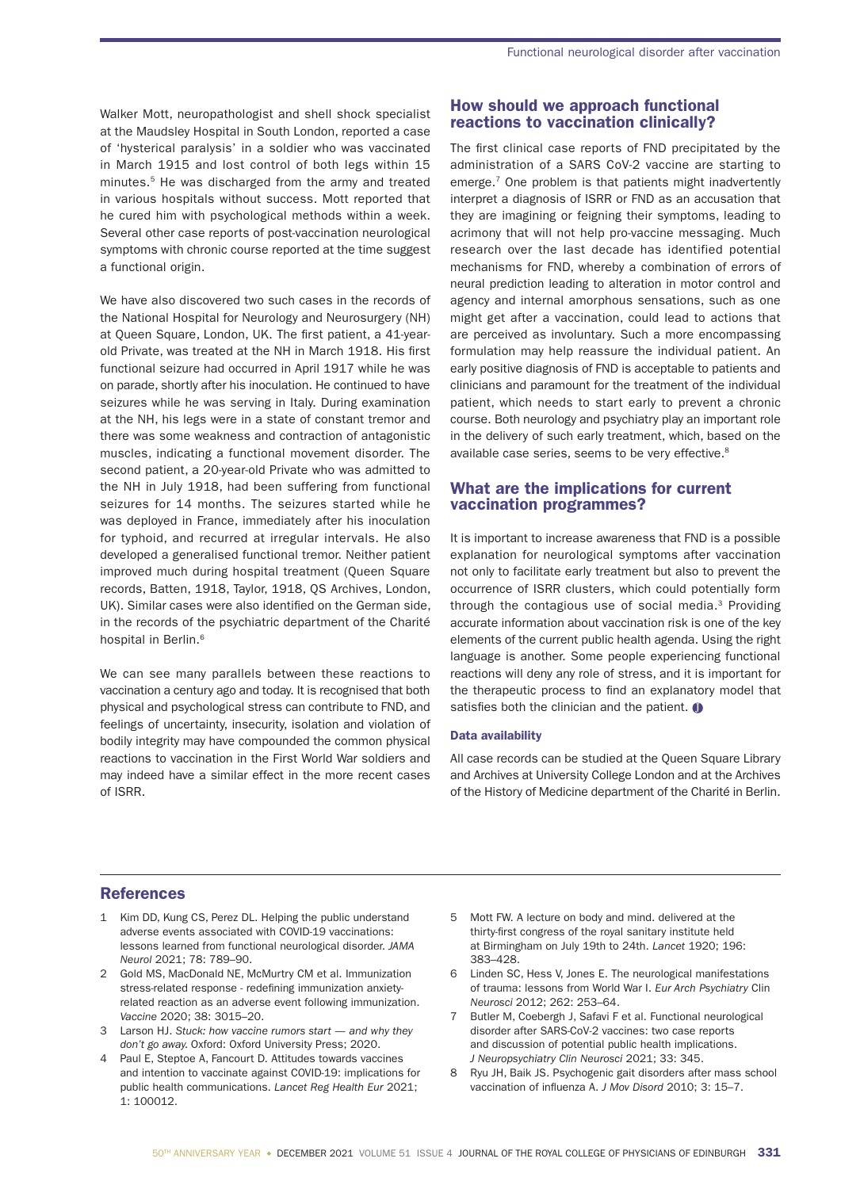Walker Mott, neuropathologist and shell shock specialist at the Maudsley Hospital in South London, reported a case of 'hysterical paralysis' in a soldier who was vaccinated in March 1915 and lost control of both legs within 15 minutes.[5] He was discharged from the army and treated in various hospitals without success. Mott reported that he cured him with psychological methods within a week. Several other case reports of post-vaccination neurological symptoms with chronic course reported at the time suggest a functional origin.

We have also discovered two such cases in the records of the National Hospital for Neurology and Neurosurgery (NH) at Queen Square, London, UK. The first patient, a 41-year-old Private, was treated at the NH in March 1918. His first functional seizure had occurred in April 1917 while he was on parade, shortly after his inoculation. He continued to have seizures while he was serving in Italy. During examination at the NH, his legs were in a state of constant tremor and there was some weakness and contraction of antagonistic muscles, indicating a functional movement disorder. The second patient, a 20-year-old Private who was admitted to the NH in July 1918, had been suffering from functional seizures for 14 months. The seizures started while he was deployed in France, immediately after his inoculation for typhoid, and recurred at irregular intervals. He also developed a generalised functional tremor. Neither patient improved much during hospital treatment (Queen Square records, Batten, 1918, Taylor, 1918, QS Archives, London, UK). Similar cases were also identified on the German side, in the records of the psychiatric department of the Charité hospital in Berlin.[6]

We can see many parallels between these reactions to vaccination a century ago and today. It is recognised that both physical and psychological stress can contribute to FND, and feelings of uncertainty, insecurity, isolation and violation of bodily integrity may have compounded the common physical reactions to vaccination in the First World War soldiers and may indeed have a similar effect in the more recent cases of ISRR.

## How should we approach functional reactions to vaccination clinically?

The first clinical case reports of FND precipitated by the administration of a SARS CoV-2 vaccine are starting to emerge.[7] One problem is that patients might inadvertently interpret a diagnosis of ISRR or FND as an accusation that they are imagining or feigning their symptoms, leading to acrimony that will not help pro-vaccine messaging. Much research over the last decade has identified potential mechanisms for FND, whereby a combination of errors of neural prediction leading to alteration in motor control and agency and internal amorphous sensations, such as one might get after a vaccination, could lead to actions that are perceived as involuntary. Such a more encompassing formulation may help reassure the individual patient. An early positive diagnosis of FND is acceptable to patients and clinicians and paramount for the treatment of the individual patient, which needs to start early to prevent a chronic course. Both neurology and psychiatry play an important role in the delivery of such early treatment, which, based on the available case series, seems to be very effective.[8]

## What are the implications for current vaccination programmes?

It is important to increase awareness that FND is a possible explanation for neurological symptoms after vaccination not only to facilitate early treatment but also to prevent the occurrence of ISRR clusters, which could potentially form through the contagious use of social media.[3] Providing accurate information about vaccination risk is one of the key elements of the current public health agenda. Using the right language is another. Some people experiencing functional reactions will deny any role of stress, and it is important for the therapeutic process to find an explanatory model that satisfies both the clinician and the patient.

### Data availability

All case records can be studied at the Queen Square Library and Archives at University College London and at the Archives of the History of Medicine department of the Charité in Berlin.

## References

1. Kim DD, Kung CS, Perez DL. Helping the public understand adverse events associated with COVID-19 vaccinations: lessons learned from functional neurological disorder. *JAMA Neurol* 2021; 78: 789–90.
2. Gold MS, MacDonald NE, McMurtry CM et al. Immunization stress-related response - redefining immunization anxiety-related reaction as an adverse event following immunization. *Vaccine* 2020; 38: 3015–20.
3. Larson HJ. *Stuck: how vaccine rumors start — and why they don't go away.* Oxford: Oxford University Press; 2020.
4. Paul E, Steptoe A, Fancourt D. Attitudes towards vaccines and intention to vaccinate against COVID-19: implications for public health communications. *Lancet Reg Health Eur* 2021; 1: 100012.
5. Mott FW. A lecture on body and mind. delivered at the thirty-first congress of the royal sanitary institute held at Birmingham on July 19th to 24th. *Lancet* 1920; 196: 383–428.
6. Linden SC, Hess V, Jones E. The neurological manifestations of trauma: lessons from World War I. *Eur Arch Psychiatry* Clin Neurosci 2012; 262: 253–64.
7. Butler M, Coebergh J, Safavi F et al. Functional neurological disorder after SARS-CoV-2 vaccines: two case reports and discussion of potential public health implications. *J Neuropsychiatry Clin Neurosci* 2021; 33: 345.
8. Ryu JH, Baik JS. Psychogenic gait disorders after mass school vaccination of influenza A. *J Mov Disord* 2010; 3: 15–7.